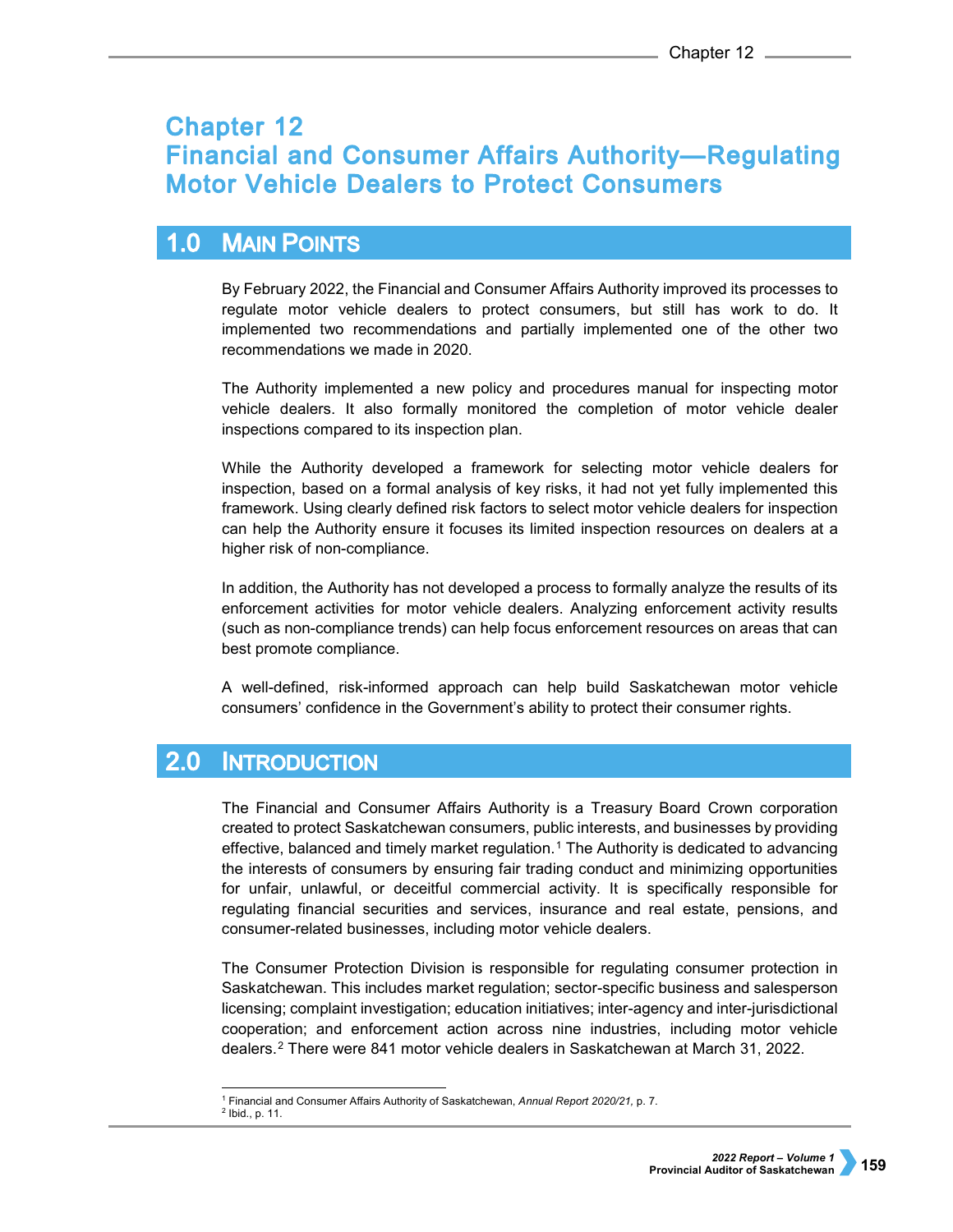# Chapter 12
# Financial and Consumer Affairs Authority—Regulating Motor Vehicle Dealers to Protect Consumers

## 1.0 Main Points

By February 2022, the Financial and Consumer Affairs Authority improved its processes to regulate motor vehicle dealers to protect consumers, but still has work to do. It implemented two recommendations and partially implemented one of the other two recommendations we made in 2020.

The Authority implemented a new policy and procedures manual for inspecting motor vehicle dealers. It also formally monitored the completion of motor vehicle dealer inspections compared to its inspection plan.

While the Authority developed a framework for selecting motor vehicle dealers for inspection, based on a formal analysis of key risks, it had not yet fully implemented this framework. Using clearly defined risk factors to select motor vehicle dealers for inspection can help the Authority ensure it focuses its limited inspection resources on dealers at a higher risk of non-compliance.

In addition, the Authority has not developed a process to formally analyze the results of its enforcement activities for motor vehicle dealers. Analyzing enforcement activity results (such as non-compliance trends) can help focus enforcement resources on areas that can best promote compliance.

A well-defined, risk-informed approach can help build Saskatchewan motor vehicle consumers' confidence in the Government's ability to protect their consumer rights.

## 2.0 Introduction

The Financial and Consumer Affairs Authority is a Treasury Board Crown corporation created to protect Saskatchewan consumers, public interests, and businesses by providing effective, balanced and timely market regulation.[1] The Authority is dedicated to advancing the interests of consumers by ensuring fair trading conduct and minimizing opportunities for unfair, unlawful, or deceitful commercial activity. It is specifically responsible for regulating financial securities and services, insurance and real estate, pensions, and consumer-related businesses, including motor vehicle dealers.

The Consumer Protection Division is responsible for regulating consumer protection in Saskatchewan. This includes market regulation; sector-specific business and salesperson licensing; complaint investigation; education initiatives; inter-agency and inter-jurisdictional cooperation; and enforcement action across nine industries, including motor vehicle dealers.[2] There were 841 motor vehicle dealers in Saskatchewan at March 31, 2022.

[1] Financial and Consumer Affairs Authority of Saskatchewan, *Annual Report 2020/21*, p. 7.
[2] Ibid., p. 11.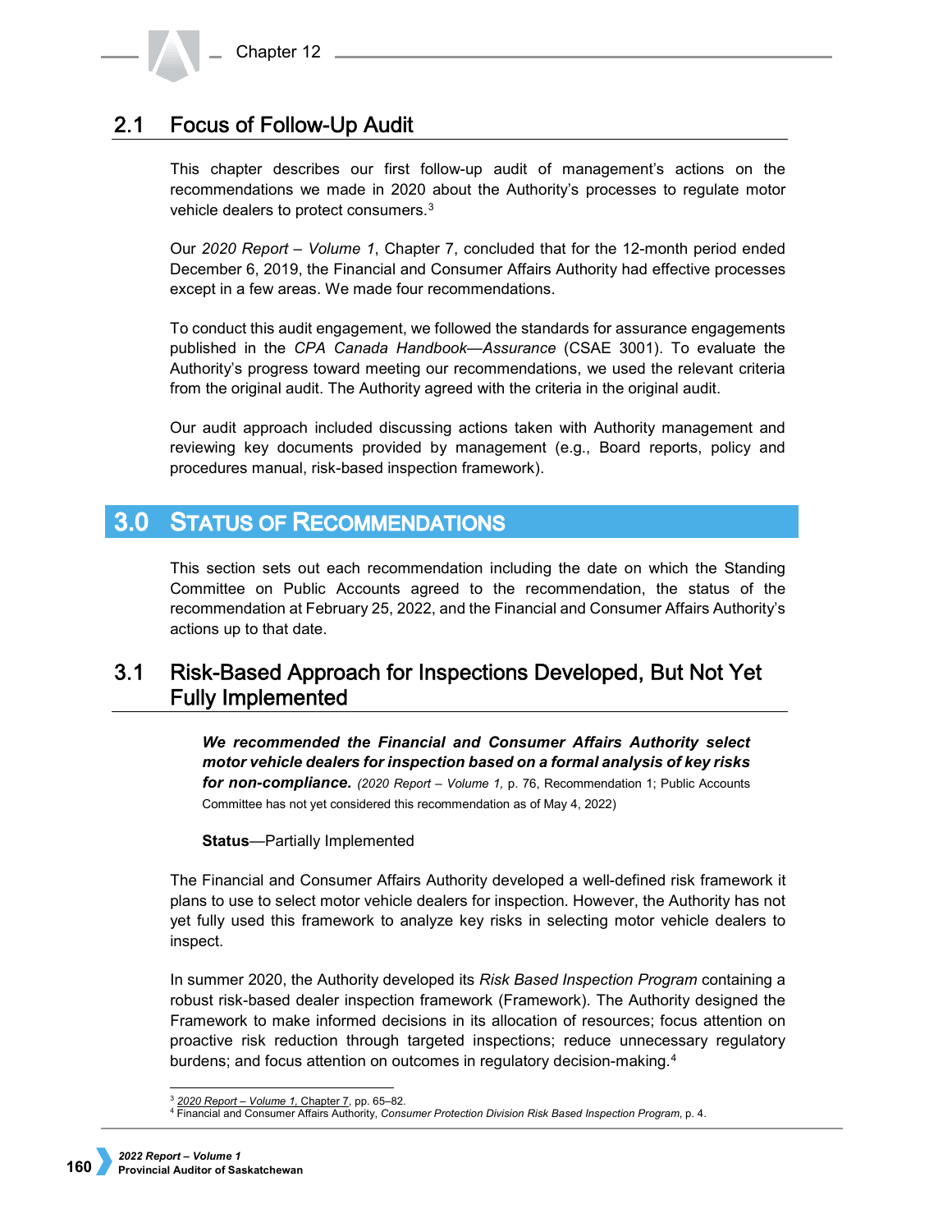## 2.1 Focus of Follow-Up Audit

This chapter describes our first follow-up audit of management's actions on the recommendations we made in 2020 about the Authority's processes to regulate motor vehicle dealers to protect consumers.[3]

Our *2020 Report – Volume 1*, Chapter 7, concluded that for the 12-month period ended December 6, 2019, the Financial and Consumer Affairs Authority had effective processes except in a few areas. We made four recommendations.

To conduct this audit engagement, we followed the standards for assurance engagements published in the *CPA Canada Handbook—Assurance* (CSAE 3001). To evaluate the Authority's progress toward meeting our recommendations, we used the relevant criteria from the original audit. The Authority agreed with the criteria in the original audit.

Our audit approach included discussing actions taken with Authority management and reviewing key documents provided by management (e.g., Board reports, policy and procedures manual, risk-based inspection framework).

# 3.0 Status of Recommendations

This section sets out each recommendation including the date on which the Standing Committee on Public Accounts agreed to the recommendation, the status of the recommendation at February 25, 2022, and the Financial and Consumer Affairs Authority's actions up to that date.

## 3.1 Risk-Based Approach for Inspections Developed, But Not Yet Fully Implemented

***We recommended the Financial and Consumer Affairs Authority select motor vehicle dealers for inspection based on a formal analysis of key risks for non-compliance.*** (*2020 Report – Volume 1,* p. 76, Recommendation 1; Public Accounts Committee has not yet considered this recommendation as of May 4, 2022)

**Status**—Partially Implemented

The Financial and Consumer Affairs Authority developed a well-defined risk framework it plans to use to select motor vehicle dealers for inspection. However, the Authority has not yet fully used this framework to analyze key risks in selecting motor vehicle dealers to inspect.

In summer 2020, the Authority developed its *Risk Based Inspection Program* containing a robust risk-based dealer inspection framework (Framework). The Authority designed the Framework to make informed decisions in its allocation of resources; focus attention on proactive risk reduction through targeted inspections; reduce unnecessary regulatory burdens; and focus attention on outcomes in regulatory decision-making.[4]

---

[3] 2020 Report – Volume 1, Chapter 7, pp. 65–82.

[4] Financial and Consumer Affairs Authority, *Consumer Protection Division Risk Based Inspection Program*, p. 4.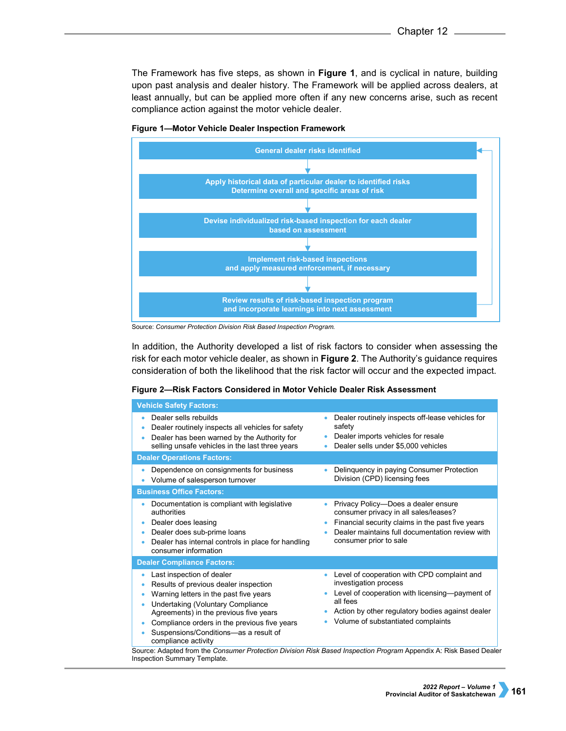The Framework has five steps, as shown in **Figure 1**, and is cyclical in nature, building upon past analysis and dealer history. The Framework will be applied across dealers, at least annually, but can be applied more often if any new concerns arise, such as recent compliance action against the motor vehicle dealer.

**Figure 1—Motor Vehicle Dealer Inspection Framework**

1. **General dealer risks identified**
2. **Apply historical data of particular dealer to identified risks Determine overall and specific areas of risk**
3. **Devise individualized risk-based inspection for each dealer based on assessment**
4. **Implement risk-based inspections and apply measured enforcement, if necessary**
5. **Review results of risk-based inspection program and incorporate learnings into next assessment**

Source: *Consumer Protection Division Risk Based Inspection Program.*

In addition, the Authority developed a list of risk factors to consider when assessing the risk for each motor vehicle dealer, as shown in **Figure 2**. The Authority's guidance requires consideration of both the likelihood that the risk factor will occur and the expected impact.

**Figure 2—Risk Factors Considered in Motor Vehicle Dealer Risk Assessment**

**Vehicle Safety Factors:**

- Dealer sells rebuilds
- Dealer routinely inspects all vehicles for safety
- Dealer has been warned by the Authority for selling unsafe vehicles in the last three years
- Dealer routinely inspects off-lease vehicles for safety
- Dealer imports vehicles for resale
- Dealer sells under $5,000 vehicles

**Dealer Operations Factors:**

- Dependence on consignments for business
- Volume of salesperson turnover
- Delinquency in paying Consumer Protection Division (CPD) licensing fees

**Business Office Factors:**

- Documentation is compliant with legislative authorities
- Dealer does leasing
- Dealer does sub-prime loans
- Dealer has internal controls in place for handling consumer information
- Privacy Policy—Does a dealer ensure consumer privacy in all sales/leases?
- Financial security claims in the past five years
- Dealer maintains full documentation review with consumer prior to sale

**Dealer Compliance Factors:**

- Last inspection of dealer
- Results of previous dealer inspection
- Warning letters in the past five years
- Undertaking (Voluntary Compliance Agreements) in the previous five years
- Compliance orders in the previous five years
- Suspensions/Conditions—as a result of compliance activity
- Level of cooperation with CPD complaint and investigation process
- Level of cooperation with licensing—payment of all fees
- Action by other regulatory bodies against dealer
- Volume of substantiated complaints

Source: Adapted from the *Consumer Protection Division Risk Based Inspection Program* Appendix A: Risk Based Dealer Inspection Summary Template.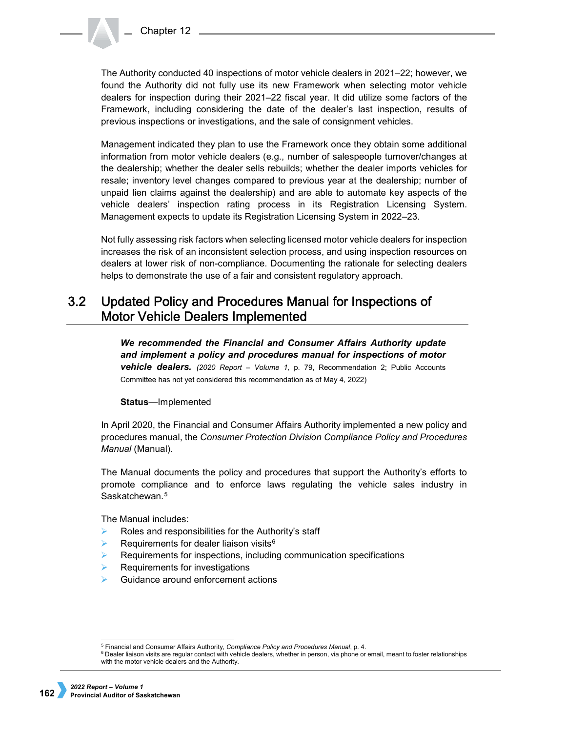The Authority conducted 40 inspections of motor vehicle dealers in 2021–22; however, we found the Authority did not fully use its new Framework when selecting motor vehicle dealers for inspection during their 2021–22 fiscal year. It did utilize some factors of the Framework, including considering the date of the dealer's last inspection, results of previous inspections or investigations, and the sale of consignment vehicles.

Management indicated they plan to use the Framework once they obtain some additional information from motor vehicle dealers (e.g., number of salespeople turnover/changes at the dealership; whether the dealer sells rebuilds; whether the dealer imports vehicles for resale; inventory level changes compared to previous year at the dealership; number of unpaid lien claims against the dealership) and are able to automate key aspects of the vehicle dealers' inspection rating process in its Registration Licensing System. Management expects to update its Registration Licensing System in 2022–23.

Not fully assessing risk factors when selecting licensed motor vehicle dealers for inspection increases the risk of an inconsistent selection process, and using inspection resources on dealers at lower risk of non-compliance. Documenting the rationale for selecting dealers helps to demonstrate the use of a fair and consistent regulatory approach.

## 3.2 Updated Policy and Procedures Manual for Inspections of Motor Vehicle Dealers Implemented

***We recommended the Financial and Consumer Affairs Authority update and implement a policy and procedures manual for inspections of motor vehicle dealers.*** *(2020 Report – Volume 1,* p. 79, Recommendation 2; Public Accounts Committee has not yet considered this recommendation as of May 4, 2022)

**Status**—Implemented

In April 2020, the Financial and Consumer Affairs Authority implemented a new policy and procedures manual, the *Consumer Protection Division Compliance Policy and Procedures Manual* (Manual).

The Manual documents the policy and procedures that support the Authority's efforts to promote compliance and to enforce laws regulating the vehicle sales industry in Saskatchewan.[5]

The Manual includes:

- Roles and responsibilities for the Authority's staff
- Requirements for dealer liaison visits[6]
- Requirements for inspections, including communication specifications
- Requirements for investigations
- Guidance around enforcement actions

[5] Financial and Consumer Affairs Authority, *Compliance Policy and Procedures Manual*, p. 4.

[6] Dealer liaison visits are regular contact with vehicle dealers, whether in person, via phone or email, meant to foster relationships with the motor vehicle dealers and the Authority.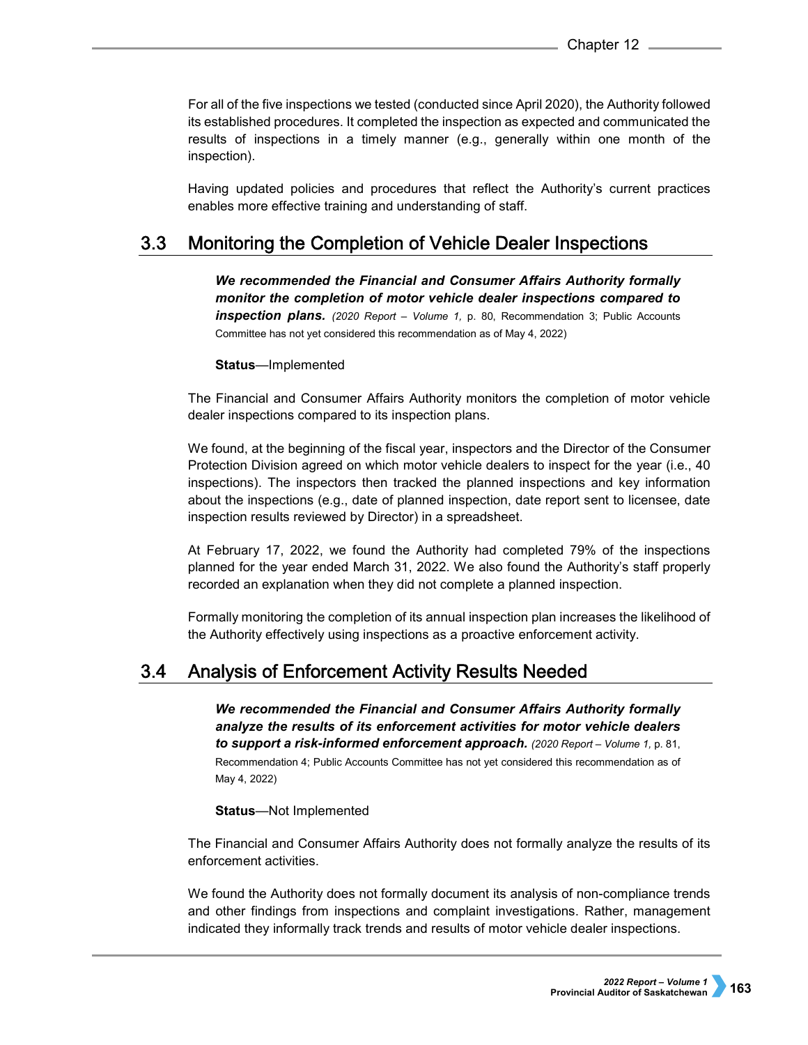For all of the five inspections we tested (conducted since April 2020), the Authority followed its established procedures. It completed the inspection as expected and communicated the results of inspections in a timely manner (e.g., generally within one month of the inspection).

Having updated policies and procedures that reflect the Authority's current practices enables more effective training and understanding of staff.

## 3.3 Monitoring the Completion of Vehicle Dealer Inspections

***We recommended the Financial and Consumer Affairs Authority formally monitor the completion of motor vehicle dealer inspections compared to inspection plans.*** *(2020 Report – Volume 1,* p. 80, Recommendation 3; Public Accounts Committee has not yet considered this recommendation as of May 4, 2022)

**Status**—Implemented

The Financial and Consumer Affairs Authority monitors the completion of motor vehicle dealer inspections compared to its inspection plans.

We found, at the beginning of the fiscal year, inspectors and the Director of the Consumer Protection Division agreed on which motor vehicle dealers to inspect for the year (i.e., 40 inspections). The inspectors then tracked the planned inspections and key information about the inspections (e.g., date of planned inspection, date report sent to licensee, date inspection results reviewed by Director) in a spreadsheet.

At February 17, 2022, we found the Authority had completed 79% of the inspections planned for the year ended March 31, 2022. We also found the Authority's staff properly recorded an explanation when they did not complete a planned inspection.

Formally monitoring the completion of its annual inspection plan increases the likelihood of the Authority effectively using inspections as a proactive enforcement activity.

## 3.4 Analysis of Enforcement Activity Results Needed

***We recommended the Financial and Consumer Affairs Authority formally analyze the results of its enforcement activities for motor vehicle dealers to support a risk-informed enforcement approach.*** *(2020 Report – Volume 1,* p. 81, Recommendation 4; Public Accounts Committee has not yet considered this recommendation as of May 4, 2022)

**Status**—Not Implemented

The Financial and Consumer Affairs Authority does not formally analyze the results of its enforcement activities.

We found the Authority does not formally document its analysis of non-compliance trends and other findings from inspections and complaint investigations. Rather, management indicated they informally track trends and results of motor vehicle dealer inspections.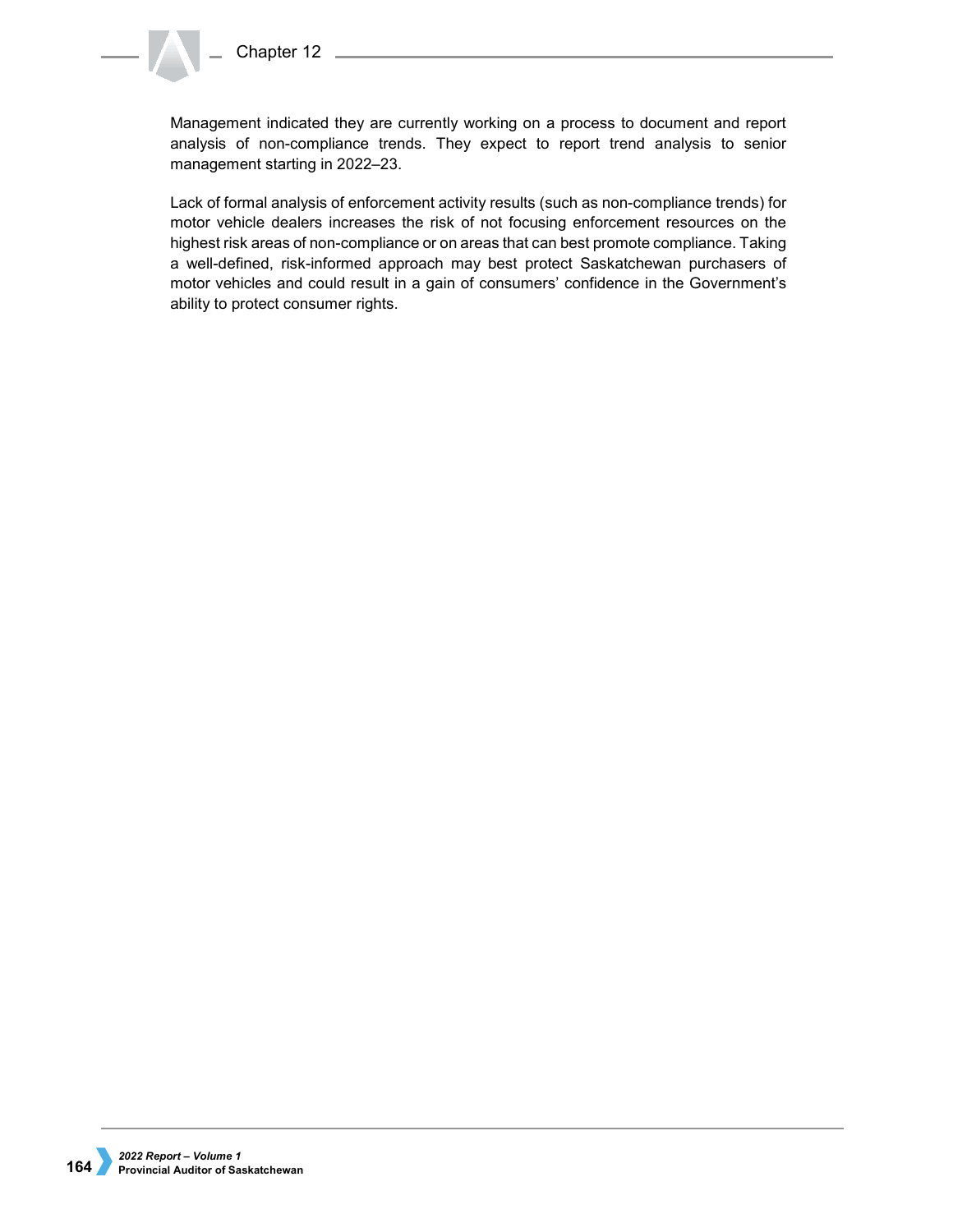Management indicated they are currently working on a process to document and report analysis of non-compliance trends. They expect to report trend analysis to senior management starting in 2022–23.

Lack of formal analysis of enforcement activity results (such as non-compliance trends) for motor vehicle dealers increases the risk of not focusing enforcement resources on the highest risk areas of non-compliance or on areas that can best promote compliance. Taking a well-defined, risk-informed approach may best protect Saskatchewan purchasers of motor vehicles and could result in a gain of consumers' confidence in the Government's ability to protect consumer rights.